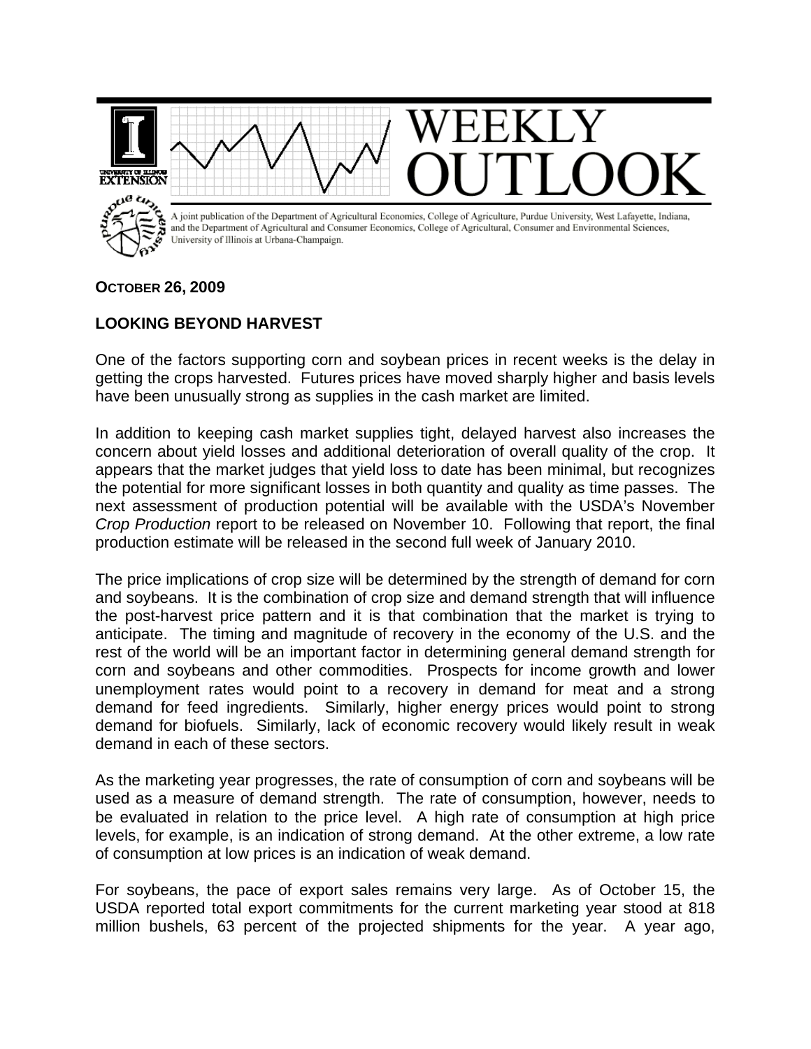# WEEKLY OUTLOOK

A joint publication of the Department of Agricultural Economics, College of Agriculture, Purdue University, West Lafayette, Indiana, and the Department of Agricultural and Consumer Economics, College of Agricultural, Consumer and Environmental Sciences, University of Illinois at Urbana-Champaign.

**OCTOBER 26, 2009**

## LOOKING BEYOND HARVEST

One of the factors supporting corn and soybean prices in recent weeks is the delay in getting the crops harvested. Futures prices have moved sharply higher and basis levels have been unusually strong as supplies in the cash market are limited.

In addition to keeping cash market supplies tight, delayed harvest also increases the concern about yield losses and additional deterioration of overall quality of the crop. It appears that the market judges that yield loss to date has been minimal, but recognizes the potential for more significant losses in both quantity and quality as time passes. The next assessment of production potential will be available with the USDA's November *Crop Production* report to be released on November 10. Following that report, the final production estimate will be released in the second full week of January 2010.

The price implications of crop size will be determined by the strength of demand for corn and soybeans. It is the combination of crop size and demand strength that will influence the post-harvest price pattern and it is that combination that the market is trying to anticipate. The timing and magnitude of recovery in the economy of the U.S. and the rest of the world will be an important factor in determining general demand strength for corn and soybeans and other commodities. Prospects for income growth and lower unemployment rates would point to a recovery in demand for meat and a strong demand for feed ingredients. Similarly, higher energy prices would point to strong demand for biofuels. Similarly, lack of economic recovery would likely result in weak demand in each of these sectors.

As the marketing year progresses, the rate of consumption of corn and soybeans will be used as a measure of demand strength. The rate of consumption, however, needs to be evaluated in relation to the price level. A high rate of consumption at high price levels, for example, is an indication of strong demand. At the other extreme, a low rate of consumption at low prices is an indication of weak demand.

For soybeans, the pace of export sales remains very large. As of October 15, the USDA reported total export commitments for the current marketing year stood at 818 million bushels, 63 percent of the projected shipments for the year. A year ago,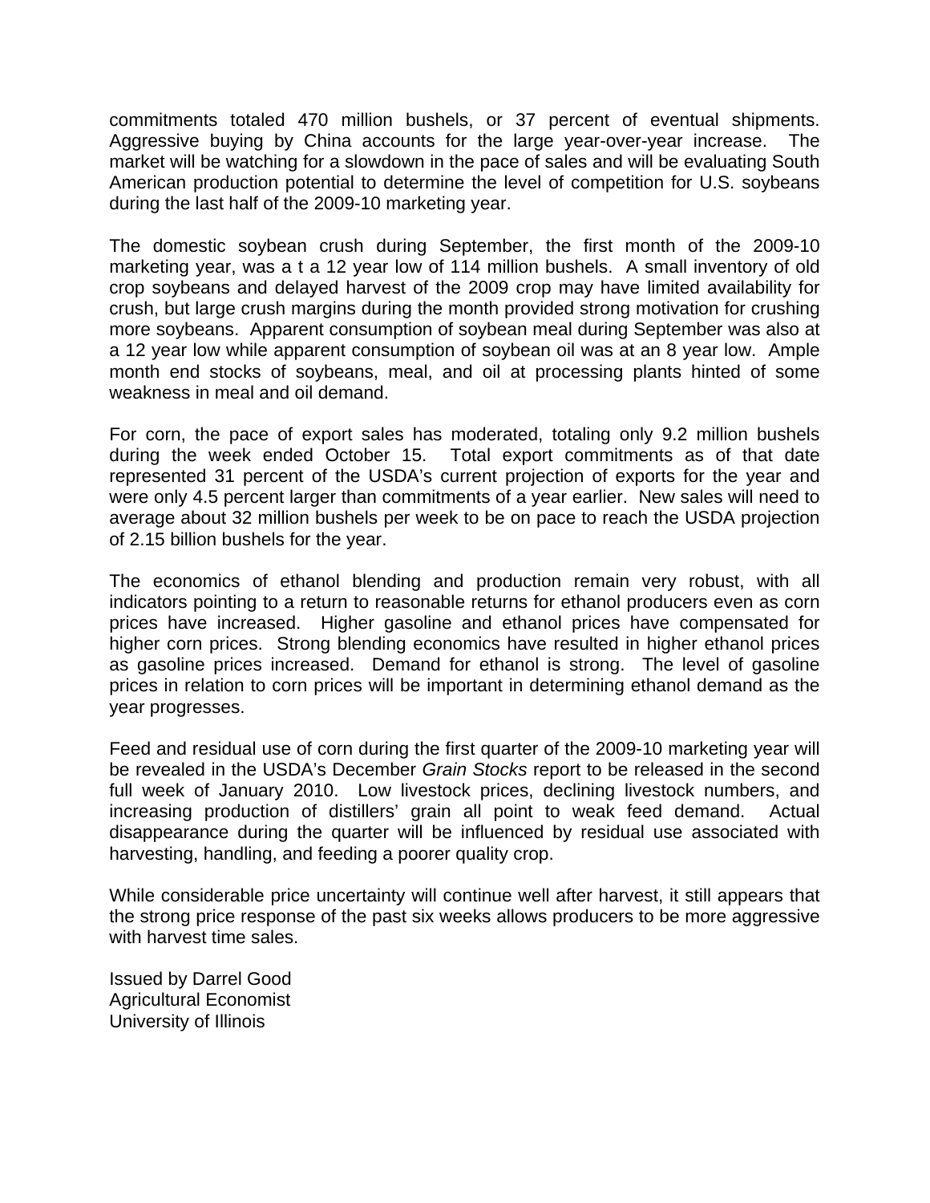commitments totaled 470 million bushels, or 37 percent of eventual shipments. Aggressive buying by China accounts for the large year-over-year increase. The market will be watching for a slowdown in the pace of sales and will be evaluating South American production potential to determine the level of competition for U.S. soybeans during the last half of the 2009-10 marketing year.

The domestic soybean crush during September, the first month of the 2009-10 marketing year, was a t a 12 year low of 114 million bushels. A small inventory of old crop soybeans and delayed harvest of the 2009 crop may have limited availability for crush, but large crush margins during the month provided strong motivation for crushing more soybeans. Apparent consumption of soybean meal during September was also at a 12 year low while apparent consumption of soybean oil was at an 8 year low. Ample month end stocks of soybeans, meal, and oil at processing plants hinted of some weakness in meal and oil demand.

For corn, the pace of export sales has moderated, totaling only 9.2 million bushels during the week ended October 15. Total export commitments as of that date represented 31 percent of the USDA's current projection of exports for the year and were only 4.5 percent larger than commitments of a year earlier. New sales will need to average about 32 million bushels per week to be on pace to reach the USDA projection of 2.15 billion bushels for the year.

The economics of ethanol blending and production remain very robust, with all indicators pointing to a return to reasonable returns for ethanol producers even as corn prices have increased. Higher gasoline and ethanol prices have compensated for higher corn prices. Strong blending economics have resulted in higher ethanol prices as gasoline prices increased. Demand for ethanol is strong. The level of gasoline prices in relation to corn prices will be important in determining ethanol demand as the year progresses.

Feed and residual use of corn during the first quarter of the 2009-10 marketing year will be revealed in the USDA's December *Grain Stocks* report to be released in the second full week of January 2010. Low livestock prices, declining livestock numbers, and increasing production of distillers' grain all point to weak feed demand. Actual disappearance during the quarter will be influenced by residual use associated with harvesting, handling, and feeding a poorer quality crop.

While considerable price uncertainty will continue well after harvest, it still appears that the strong price response of the past six weeks allows producers to be more aggressive with harvest time sales.

Issued by Darrel Good
Agricultural Economist
University of Illinois